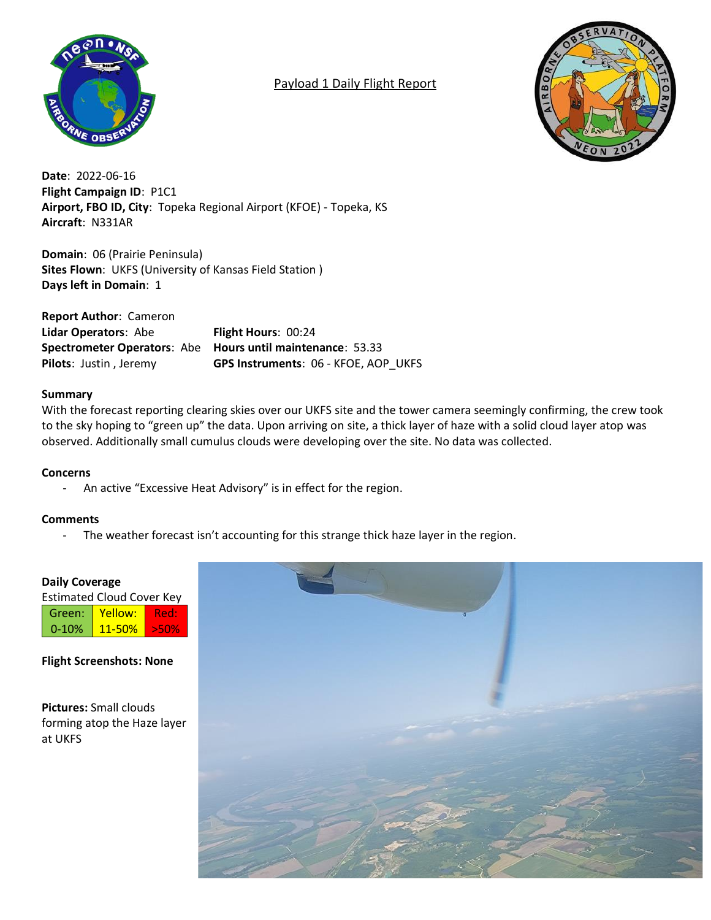# Payload 1 Daily Flight Report

**Date**: 2022-06-16
**Flight Campaign ID**: P1C1
**Airport, FBO ID, City**: Topeka Regional Airport (KFOE) - Topeka, KS
**Aircraft**: N331AR

**Domain**: 06 (Prairie Peninsula)
**Sites Flown**: UKFS (University of Kansas Field Station )
**Days left in Domain**: 1

**Report Author**: Cameron
**Lidar Operators**: Abe
**Spectrometer Operators**: Abe
**Pilots**: Justin , Jeremy
**Flight Hours**: 00:24
**Hours until maintenance**: 53.33
**GPS Instruments**: 06 - KFOE, AOP_UKFS

## Summary

With the forecast reporting clearing skies over our UKFS site and the tower camera seemingly confirming, the crew took to the sky hoping to "green up" the data. Upon arriving on site, a thick layer of haze with a solid cloud layer atop was observed. Additionally small cumulus clouds were developing over the site. No data was collected.

## Concerns

- An active "Excessive Heat Advisory" is in effect for the region.

## Comments

- The weather forecast isn't accounting for this strange thick haze layer in the region.

## Daily Coverage

Estimated Cloud Cover Key

| Green: | Yellow: | Red: |
|---|---|---|
| 0-10% | 11-50% | >50% |

**Flight Screenshots: None**

**Pictures:** Small clouds forming atop the Haze layer at UKFS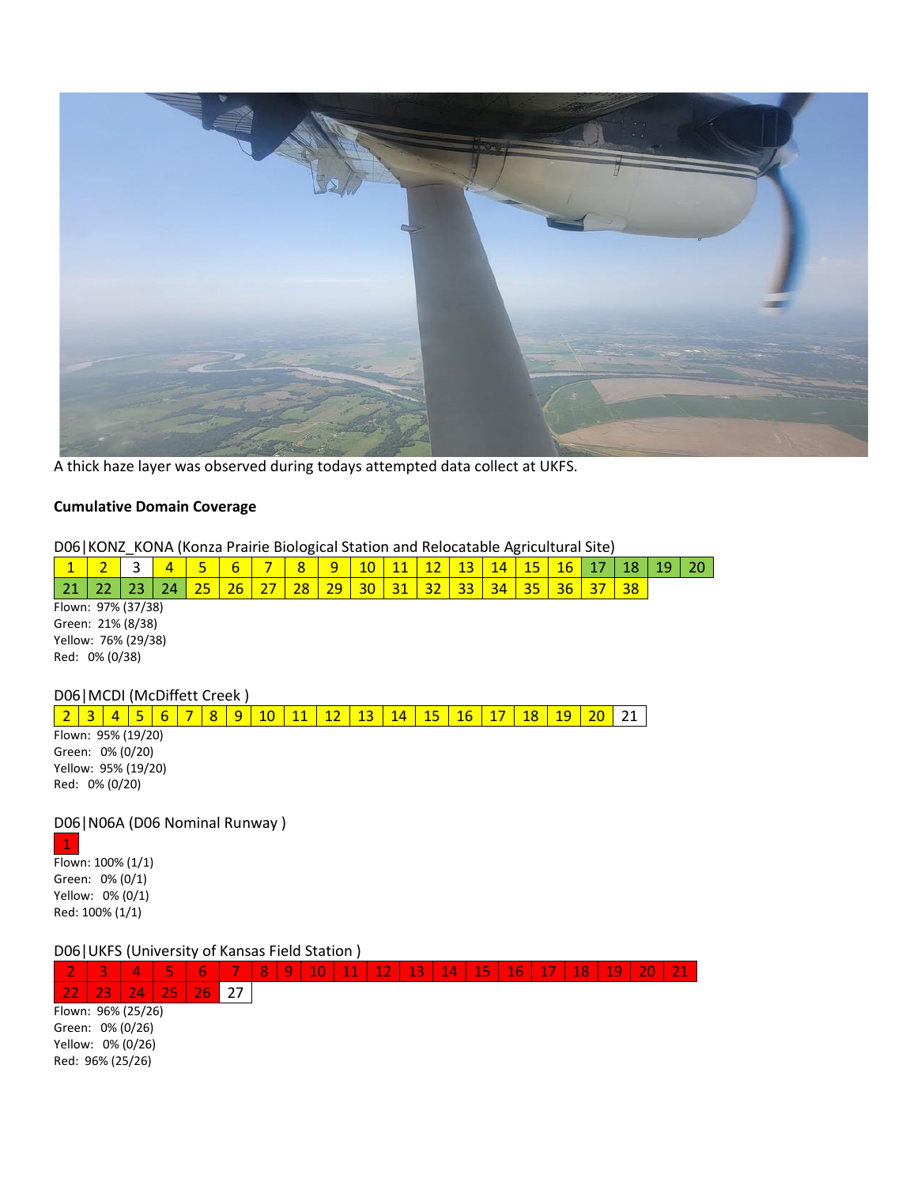A thick haze layer was observed during todays attempted data collect at UKFS.

**Cumulative Domain Coverage**

D06|KONZ_KONA (Konza Prairie Biological Station and Relocatable Agricultural Site)

| 1 | 2 | 3 | 4 | 5 | 6 | 7 | 8 | 9 | 10 | 11 | 12 | 13 | 14 | 15 | 16 | 17 | 18 | 19 | 20 |
|---|---|---|---|---|---|---|---|---|---|---|---|---|---|---|---|---|---|---|---|
| 21 | 22 | 23 | 24 | 25 | 26 | 27 | 28 | 29 | 30 | 31 | 32 | 33 | 34 | 35 | 36 | 37 | 38 | | |

Flown: 97% (37/38)
Green: 21% (8/38)
Yellow: 76% (29/38)
Red: 0% (0/38)

D06|MCDI (McDiffett Creek )

| 2 | 3 | 4 | 5 | 6 | 7 | 8 | 9 | 10 | 11 | 12 | 13 | 14 | 15 | 16 | 17 | 18 | 19 | 20 | 21 |
|---|---|---|---|---|---|---|---|---|---|---|---|---|---|---|---|---|---|---|---|

Flown: 95% (19/20)
Green: 0% (0/20)
Yellow: 95% (19/20)
Red: 0% (0/20)

D06|N06A (D06 Nominal Runway )

| 1 |
|---|

Flown: 100% (1/1)
Green: 0% (0/1)
Yellow: 0% (0/1)
Red: 100% (1/1)

D06|UKFS (University of Kansas Field Station )

| 2 | 3 | 4 | 5 | 6 | 7 | 8 | 9 | 10 | 11 | 12 | 13 | 14 | 15 | 16 | 17 | 18 | 19 | 20 | 21 |
|---|---|---|---|---|---|---|---|---|---|---|---|---|---|---|---|---|---|---|---|
| 22 | 23 | 24 | 25 | 26 | 27 | | | | | | | | | | | | | | |

Flown: 96% (25/26)
Green: 0% (0/26)
Yellow: 0% (0/26)
Red: 96% (25/26)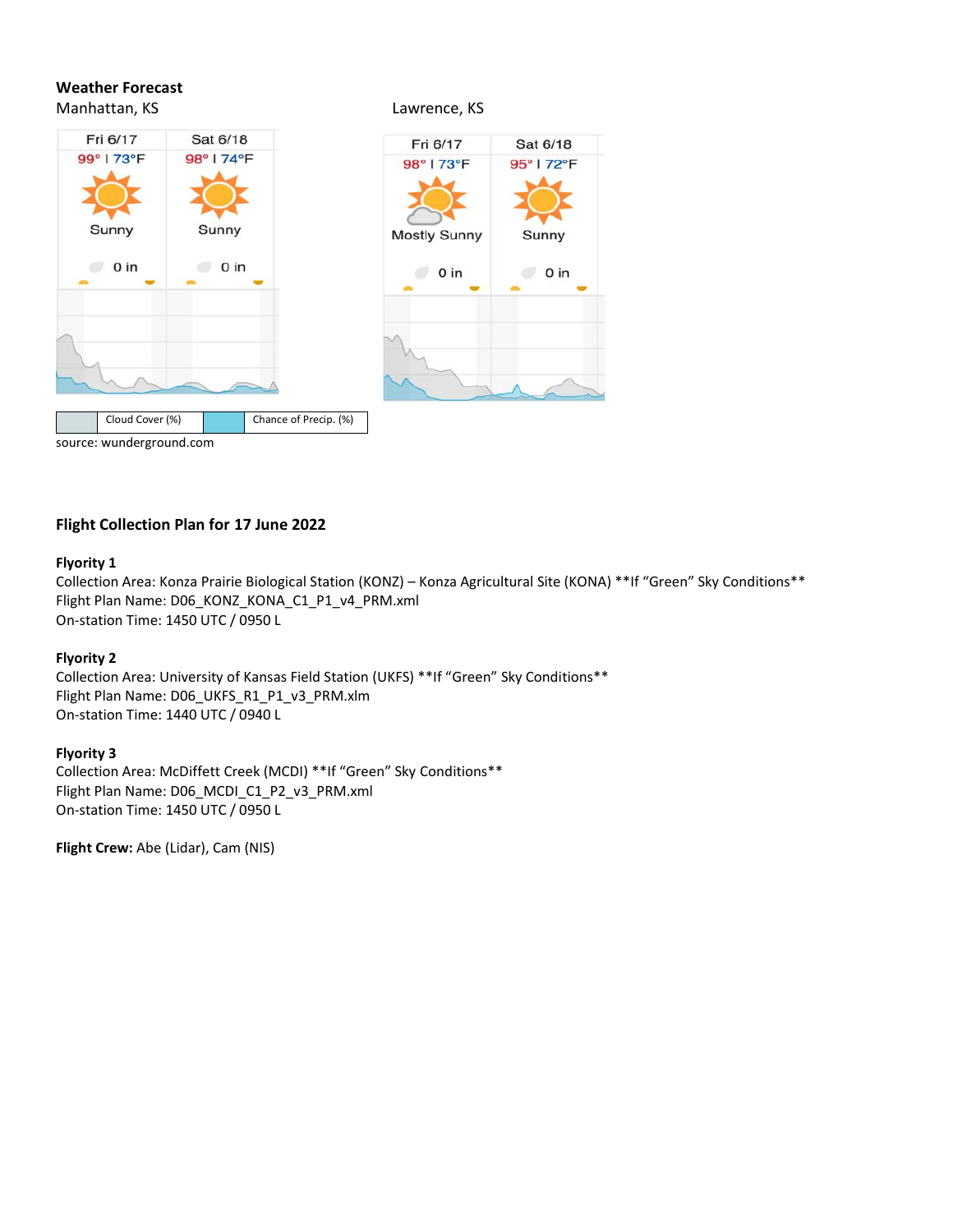**Weather Forecast**

Manhattan, KS

Fri 6/17
99° | 73°F
Sunny
0 in

Sat 6/18
98° | 74°F
Sunny
0 in

Lawrence, KS

Fri 6/17
98° | 73°F
Mostly Sunny
0 in

Sat 6/18
95° | 72°F
Sunny
0 in

Cloud Cover (%)
Chance of Precip. (%)

source: wunderground.com

**Flight Collection Plan for 17 June 2022**

**Flyority 1**
Collection Area: Konza Prairie Biological Station (KONZ) – Konza Agricultural Site (KONA) **If "Green" Sky Conditions**
Flight Plan Name: D06_KONZ_KONA_C1_P1_v4_PRM.xml
On-station Time: 1450 UTC / 0950 L

**Flyority 2**
Collection Area: University of Kansas Field Station (UKFS) **If "Green" Sky Conditions**
Flight Plan Name: D06_UKFS_R1_P1_v3_PRM.xlm
On-station Time: 1440 UTC / 0940 L

**Flyority 3**
Collection Area: McDiffett Creek (MCDI) **If "Green" Sky Conditions**
Flight Plan Name: D06_MCDI_C1_P2_v3_PRM.xml
On-station Time: 1450 UTC / 0950 L

**Flight Crew:** Abe (Lidar), Cam (NIS)